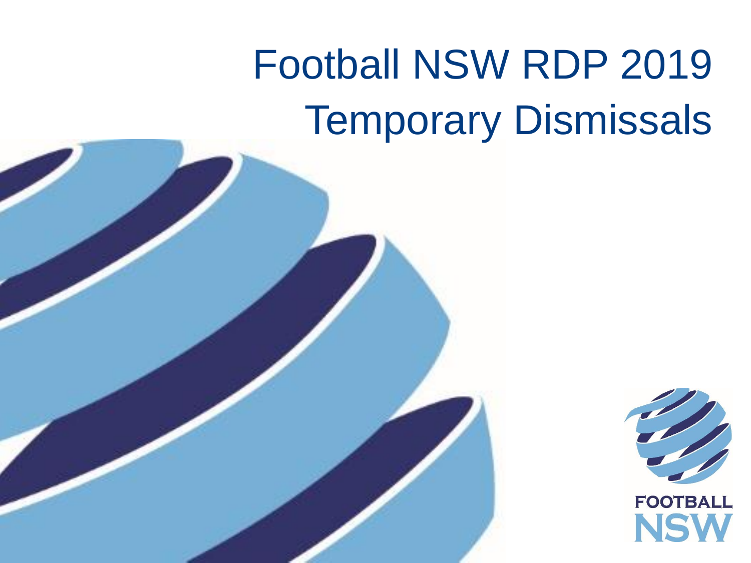# Football NSW RDP 2019
# Temporary Dismissals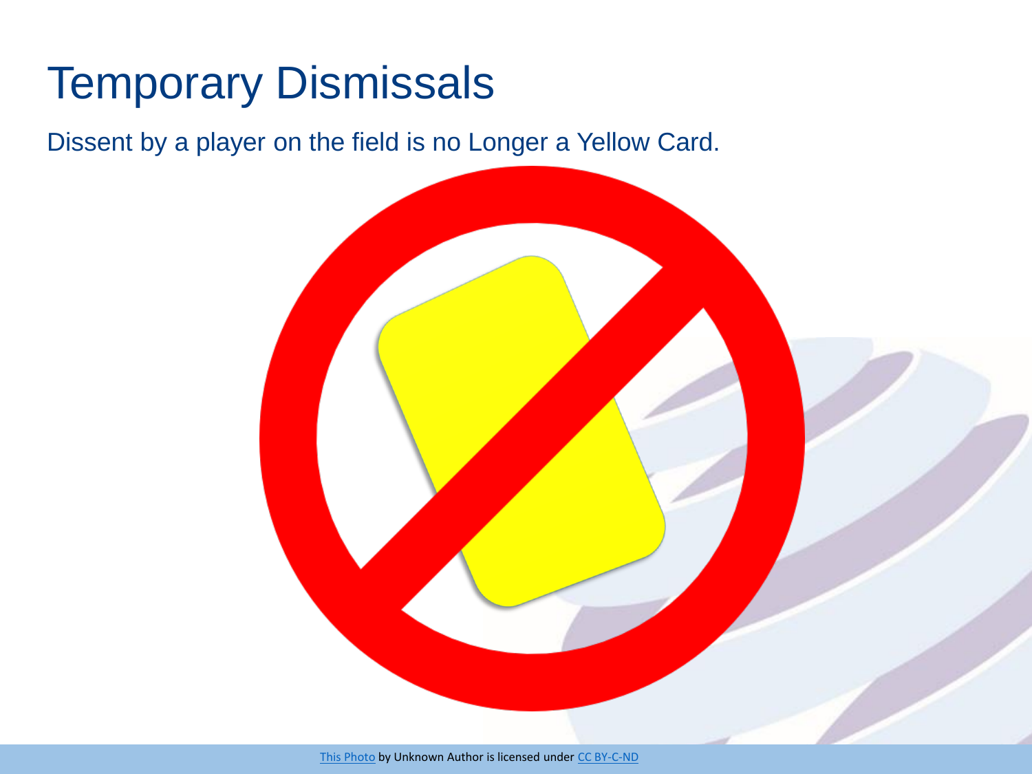# Temporary Dismissals

Dissent by a player on the field is no Longer a Yellow Card.

This Photo by Unknown Author is licensed under CC BY-C-ND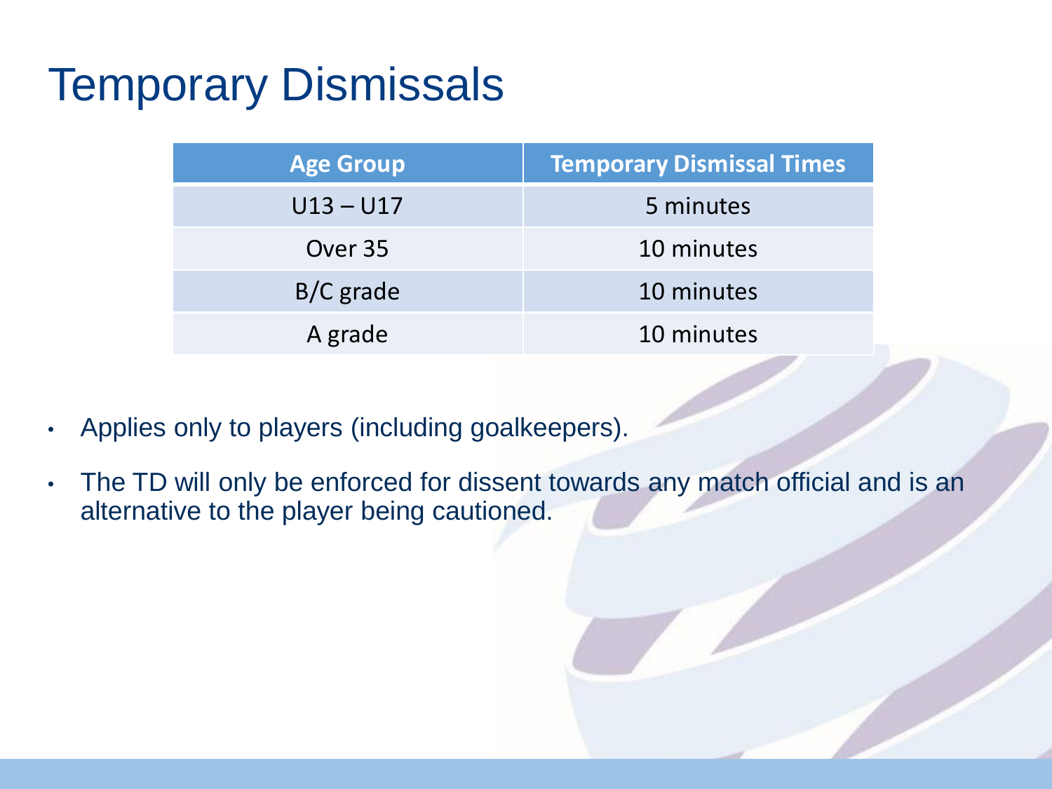# Temporary Dismissals

| Age Group | Temporary Dismissal Times |
| --- | --- |
| U13 – U17 | 5 minutes |
| Over 35 | 10 minutes |
| B/C grade | 10 minutes |
| A grade | 10 minutes |

- Applies only to players (including goalkeepers).
- The TD will only be enforced for dissent towards any match official and is an alternative to the player being cautioned.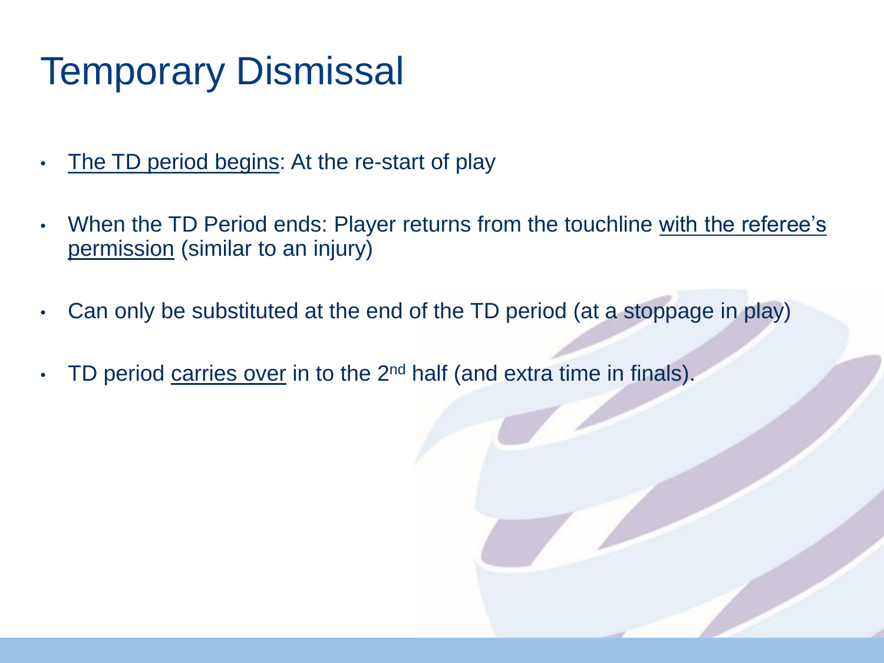# Temporary Dismissal

- The TD period begins: At the re-start of play
- When the TD Period ends: Player returns from the touchline with the referee's permission (similar to an injury)
- Can only be substituted at the end of the TD period (at a stoppage in play)
- TD period carries over in to the 2nd half (and extra time in finals).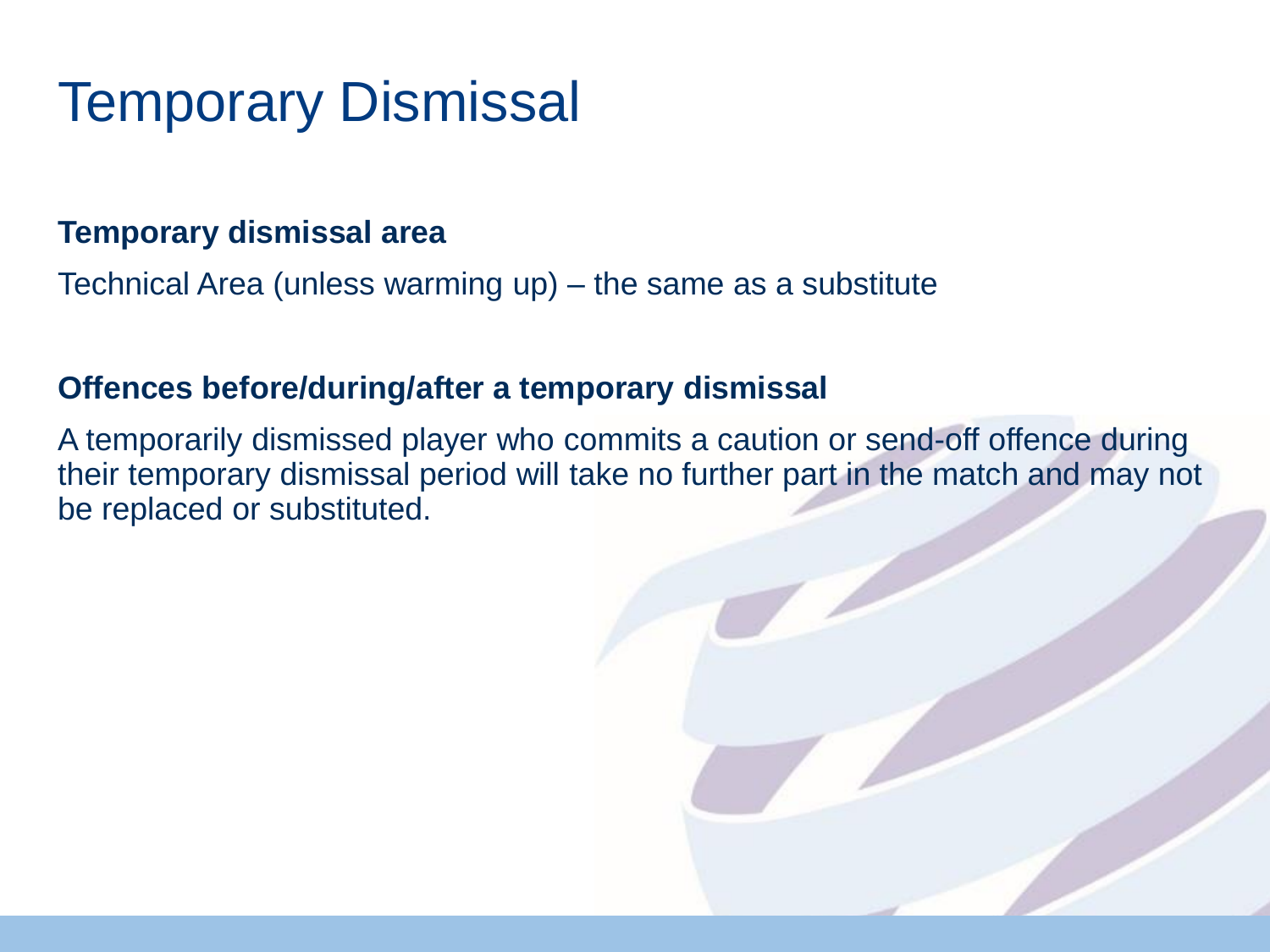# Temporary Dismissal

**Temporary dismissal area**

Technical Area (unless warming up) – the same as a substitute

**Offences before/during/after a temporary dismissal**

A temporarily dismissed player who commits a caution or send-off offence during their temporary dismissal period will take no further part in the match and may not be replaced or substituted.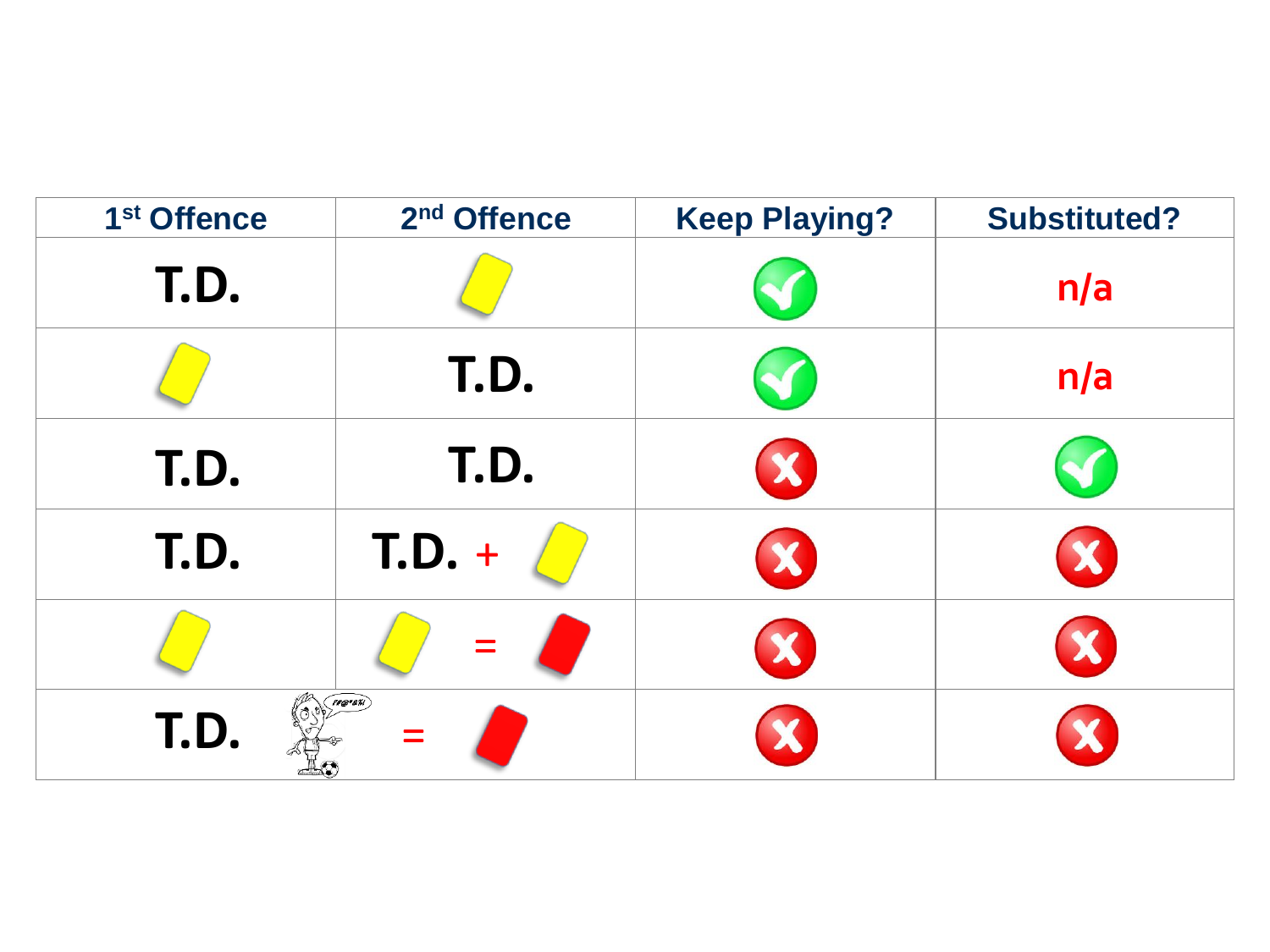| 1st Offence | 2nd Offence | Keep Playing? | Substituted? |
|---|---|---|---|
| T.D. | [Yellow card] | ✓ | n/a |
| [Yellow card] | T.D. | ✓ | n/a |
| T.D. | T.D. | ✗ | ✓ |
| T.D. | T.D. + [Yellow card] | ✗ | ✗ |
| [Yellow card] | [Yellow card] = [Red card] | ✗ | ✗ |
| T.D. | [Swearing] = [Red card] | ✗ | ✗ |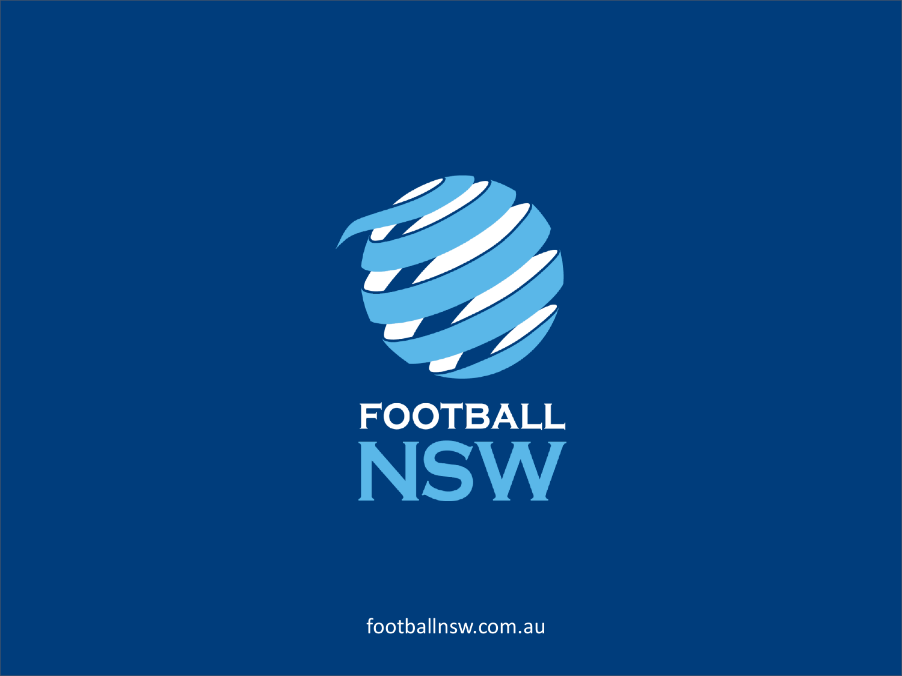FOOTBALL
NSW

footballnsw.com.au